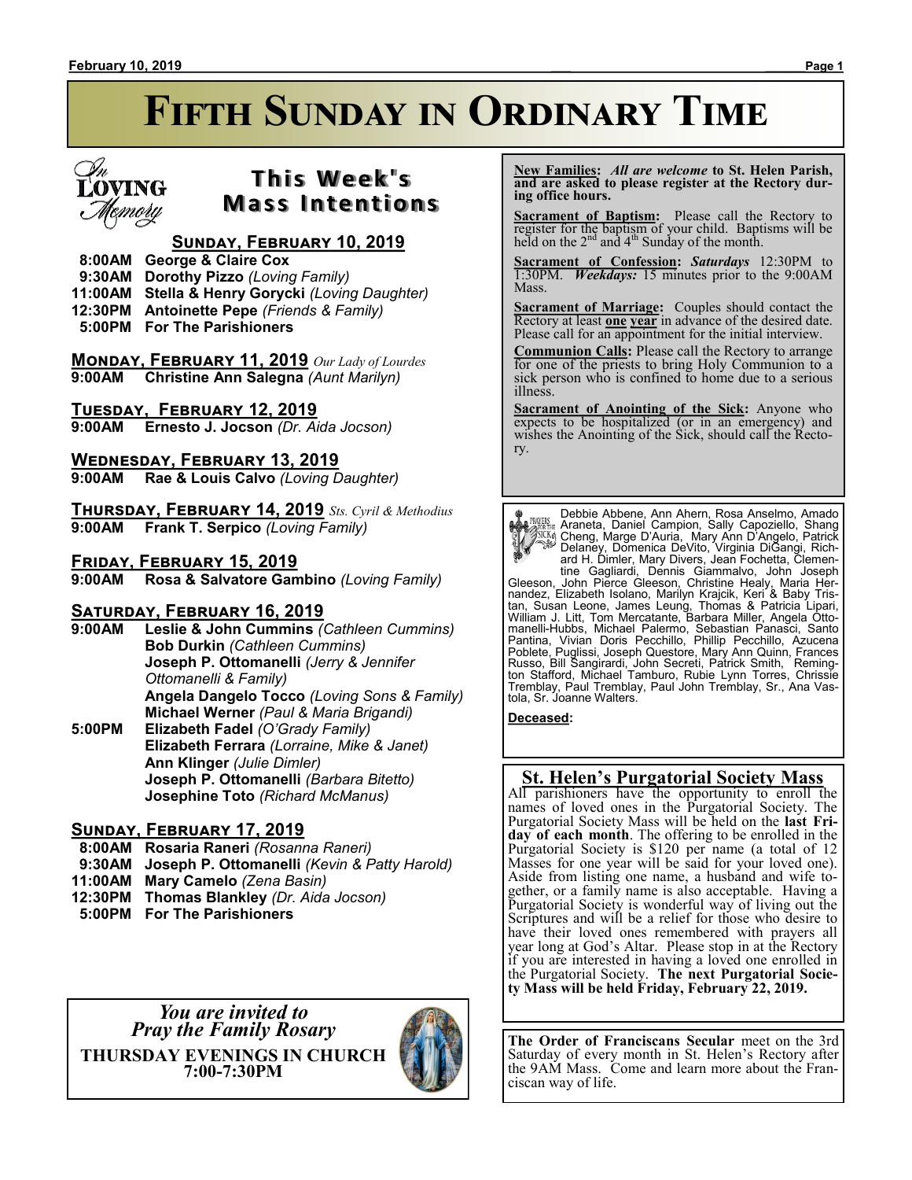# Fifth Sunday in Ordinary Time

## This Week's Mass Intentions

### Sunday, February 10, 2019

- **8:00AM George & Claire Cox**
- **9:30AM Dorothy Pizzo** *(Loving Family)*
- **11:00AM Stella & Henry Gorycki** *(Loving Daughter)*
- **12:30PM Antoinette Pepe** *(Friends & Family)*
- **5:00PM For The Parishioners**

### Monday, February 11, 2019 *Our Lady of Lourdes*

- **9:00AM Christine Ann Salegna** *(Aunt Marilyn)*

### Tuesday, February 12, 2019

- **9:00AM Ernesto J. Jocson** *(Dr. Aida Jocson)*

### Wednesday, February 13, 2019

- **9:00AM Rae & Louis Calvo** *(Loving Daughter)*

### Thursday, February 14, 2019 *Sts. Cyril & Methodius*

- **9:00AM Frank T. Serpico** *(Loving Family)*

### Friday, February 15, 2019

- **9:00AM Rosa & Salvatore Gambino** *(Loving Family)*

### Saturday, February 16, 2019

- **9:00AM Leslie & John Cummins** *(Cathleen Cummins)*
  - **Bob Durkin** *(Cathleen Cummins)*
  - **Joseph P. Ottomanelli** *(Jerry & Jennifer Ottomanelli & Family)*
  - **Angela Dangelo Tocco** *(Loving Sons & Family)*
  - **Michael Werner** *(Paul & Maria Brigandi)*
- **5:00PM Elizabeth Fadel** *(O'Grady Family)*
  - **Elizabeth Ferrara** *(Lorraine, Mike & Janet)*
  - **Ann Klinger** *(Julie Dimler)*
  - **Joseph P. Ottomanelli** *(Barbara Bitetto)*
  - **Josephine Toto** *(Richard McManus)*

### Sunday, February 17, 2019

- **8:00AM Rosaria Raneri** *(Rosanna Raneri)*
- **9:30AM Joseph P. Ottomanelli** *(Kevin & Patty Harold)*
- **11:00AM Mary Camelo** *(Zena Basin)*
- **12:30PM Thomas Blankley** *(Dr. Aida Jocson)*
- **5:00PM For The Parishioners**

*You are invited to Pray the Family Rosary*

**THURSDAY EVENINGS IN CHURCH 7:00-7:30PM**

---

**New Families:** *All are welcome* **to St. Helen Parish, and are asked to please register at the Rectory during office hours.**

**Sacrament of Baptism:** Please call the Rectory to register for the baptism of your child. Baptisms will be held on the 2nd and 4th Sunday of the month.

**Sacrament of Confession:** ***Saturdays*** 12:30PM to 1:30PM. ***Weekdays:*** 15 minutes prior to the 9:00AM Mass.

**Sacrament of Marriage:** Couples should contact the Rectory at least **one year** in advance of the desired date. Please call for an appointment for the initial interview.

**Communion Calls:** Please call the Rectory to arrange for one of the priests to bring Holy Communion to a sick person who is confined to home due to a serious illness.

**Sacrament of Anointing of the Sick:** Anyone who expects to be hospitalized (or in an emergency) and wishes the Anointing of the Sick, should call the Rectory.

---

**Prayers for the Sick**

Debbie Abbene, Ann Ahern, Rosa Anselmo, Amado Araneta, Daniel Campion, Sally Capoziello, Shang Cheng, Marge D'Auria, Mary Ann D'Angelo, Patrick Delaney, Domenica DeVito, Virginia DiGangi, Richard H. Dimler, Mary Divers, Jean Fochetta, Clementine Gagliardi, Dennis Giammalvo, John Joseph Gleeson, John Pierce Gleeson, Christine Healy, Maria Hernandez, Elizabeth Isolano, Marilyn Krajcik, Keri & Baby Tristan, Susan Leone, James Leung, Thomas & Patricia Lipari, William J. Litt, Tom Mercatante, Barbara Miller, Angela Ottomanelli-Hubbs, Michael Palermo, Sebastian Panasci, Santo Pantina, Vivian Doris Pecchillo, Phillip Pecchillo, Azucena Poblete, Puglissi, Joseph Questore, Mary Ann Quinn, Frances Russo, Bill Sangirardi, John Secreti, Patrick Smith, Remington Stafford, Michael Tamburo, Rubie Lynn Torres, Chrissie Tremblay, Paul Tremblay, Paul John Tremblay, Sr., Ana Vastola, Sr. Joanne Walters.

**Deceased:**

---

## St. Helen's Purgatorial Society Mass

All parishioners have the opportunity to enroll the names of loved ones in the Purgatorial Society. The Purgatorial Society Mass will be held on the **last Friday of each month**. The offering to be enrolled in the Purgatorial Society is $120 per name (a total of 12 Masses for one year will be said for your loved one). Aside from listing one name, a husband and wife together, or a family name is also acceptable. Having a Purgatorial Society is wonderful way of living out the Scriptures and will be a relief for those who desire to have their loved ones remembered with prayers all year long at God's Altar. Please stop in at the Rectory if you are interested in having a loved one enrolled in the Purgatorial Society. **The next Purgatorial Society Mass will be held Friday, February 22, 2019.**

---

**The Order of Franciscans Secular** meet on the 3rd Saturday of every month in St. Helen's Rectory after the 9AM Mass. Come and learn more about the Franciscan way of life.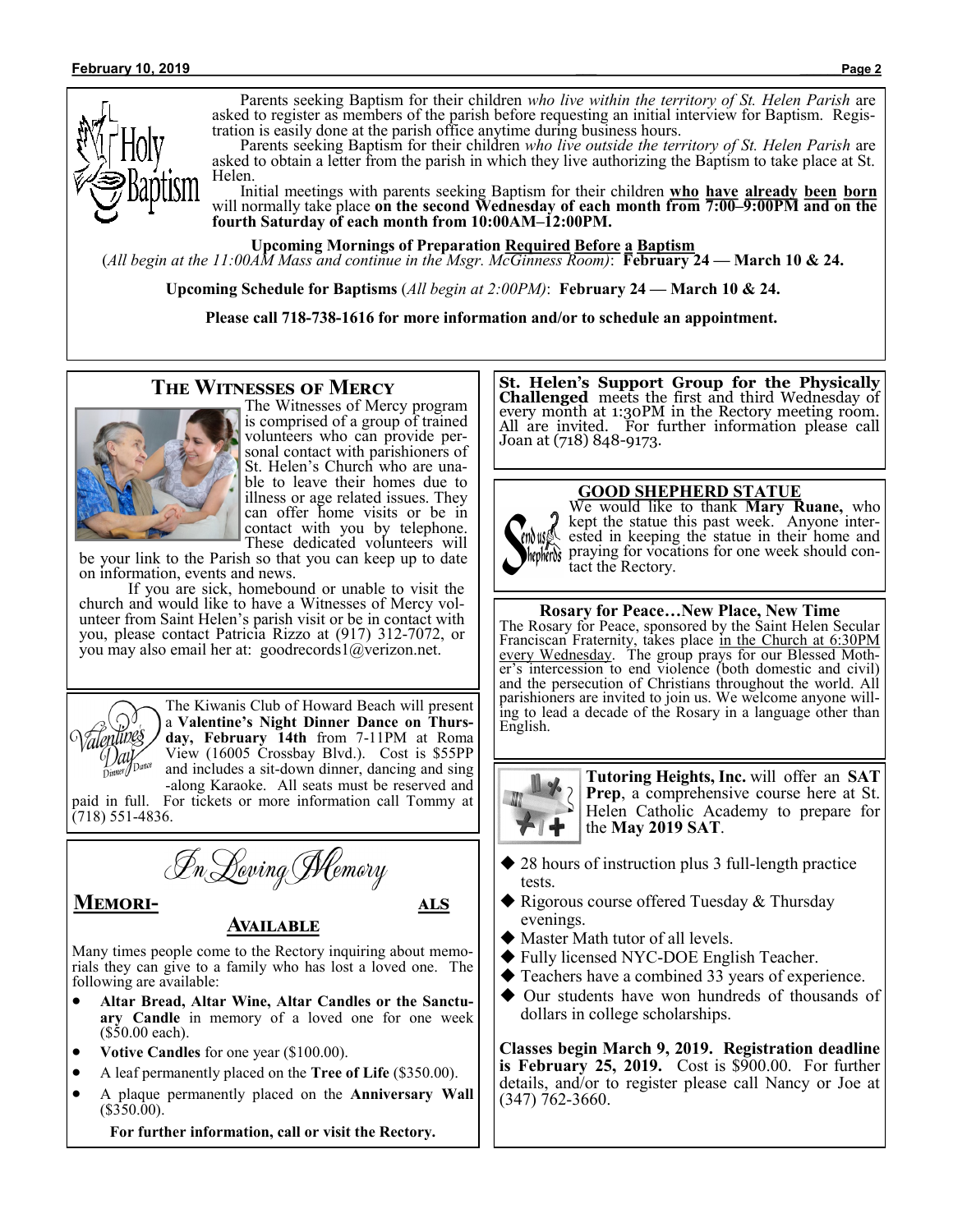## Holy Baptism

Parents seeking Baptism for their children *who live within the territory of St. Helen Parish* are asked to register as members of the parish before requesting an initial interview for Baptism. Registration is easily done at the parish office anytime during business hours.

Parents seeking Baptism for their children *who live outside the territory of St. Helen Parish* are asked to obtain a letter from the parish in which they live authorizing the Baptism to take place at St. Helen.

Initial meetings with parents seeking Baptism for their children **who have already been born** will normally take place **on the second Wednesday of each month from 7:00–9:00PM and on the fourth Saturday of each month from 10:00AM–12:00PM.**

**Upcoming Mornings of Preparation Required Before a Baptism**
(*All begin at the 11:00AM Mass and continue in the Msgr. McGinness Room)*: **February 24 — March 10 & 24.**

**Upcoming Schedule for Baptisms** (*All begin at 2:00PM)*: **February 24 — March 10 & 24.**

**Please call 718-738-1616 for more information and/or to schedule an appointment.**

## The Witnesses of Mercy

The Witnesses of Mercy program is comprised of a group of trained volunteers who can provide personal contact with parishioners of St. Helen's Church who are unable to leave their homes due to illness or age related issues. They can offer home visits or be in contact with you by telephone. These dedicated volunteers will be your link to the Parish so that you can keep up to date on information, events and news.

If you are sick, homebound or unable to visit the church and would like to have a Witnesses of Mercy volunteer from Saint Helen's parish visit or be in contact with you, please contact Patricia Rizzo at (917) 312-7072, or you may also email her at: goodrecords1@verizon.net.

The Kiwanis Club of Howard Beach will present a **Valentine's Night Dinner Dance on Thursday, February 14th** from 7-11PM at Roma View (16005 Crossbay Blvd.). Cost is $55PP and includes a sit-down dinner, dancing and sing-along Karaoke. All seats must be reserved and paid in full. For tickets or more information call Tommy at (718) 551-4836.

## In Loving Memory

### Memorials Available

Many times people come to the Rectory inquiring about memorials they can give to a family who has lost a loved one. The following are available:

- **Altar Bread, Altar Wine, Altar Candles or the Sanctuary Candle** in memory of a loved one for one week ($50.00 each).
- **Votive Candles** for one year ($100.00).
- A leaf permanently placed on the **Tree of Life** ($350.00).
- A plaque permanently placed on the **Anniversary Wall** ($350.00).

**For further information, call or visit the Rectory.**

**St. Helen's Support Group for the Physically Challenged** meets the first and third Wednesday of every month at 1:30PM in the Rectory meeting room. All are invited. For further information please call Joan at (718) 848-9173.

### GOOD SHEPHERD STATUE

We would like to thank **Mary Ruane,** who kept the statue this past week. Anyone interested in keeping the statue in their home and praying for vocations for one week should contact the Rectory.

### Rosary for Peace…New Place, New Time

The Rosary for Peace, sponsored by the Saint Helen Secular Franciscan Fraternity, takes place in the Church at 6:30PM every Wednesday. The group prays for our Blessed Mother's intercession to end violence (both domestic and civil) and the persecution of Christians throughout the world. All parishioners are invited to join us. We welcome anyone willing to lead a decade of the Rosary in a language other than English.

**Tutoring Heights, Inc.** will offer an **SAT Prep**, a comprehensive course here at St. Helen Catholic Academy to prepare for the **May 2019 SAT**.

- 28 hours of instruction plus 3 full-length practice tests.
- Rigorous course offered Tuesday & Thursday evenings.
- Master Math tutor of all levels.
- Fully licensed NYC-DOE English Teacher.
- Teachers have a combined 33 years of experience.
- Our students have won hundreds of thousands of dollars in college scholarships.

**Classes begin March 9, 2019. Registration deadline is February 25, 2019.** Cost is $900.00. For further details, and/or to register please call Nancy or Joe at (347) 762-3660.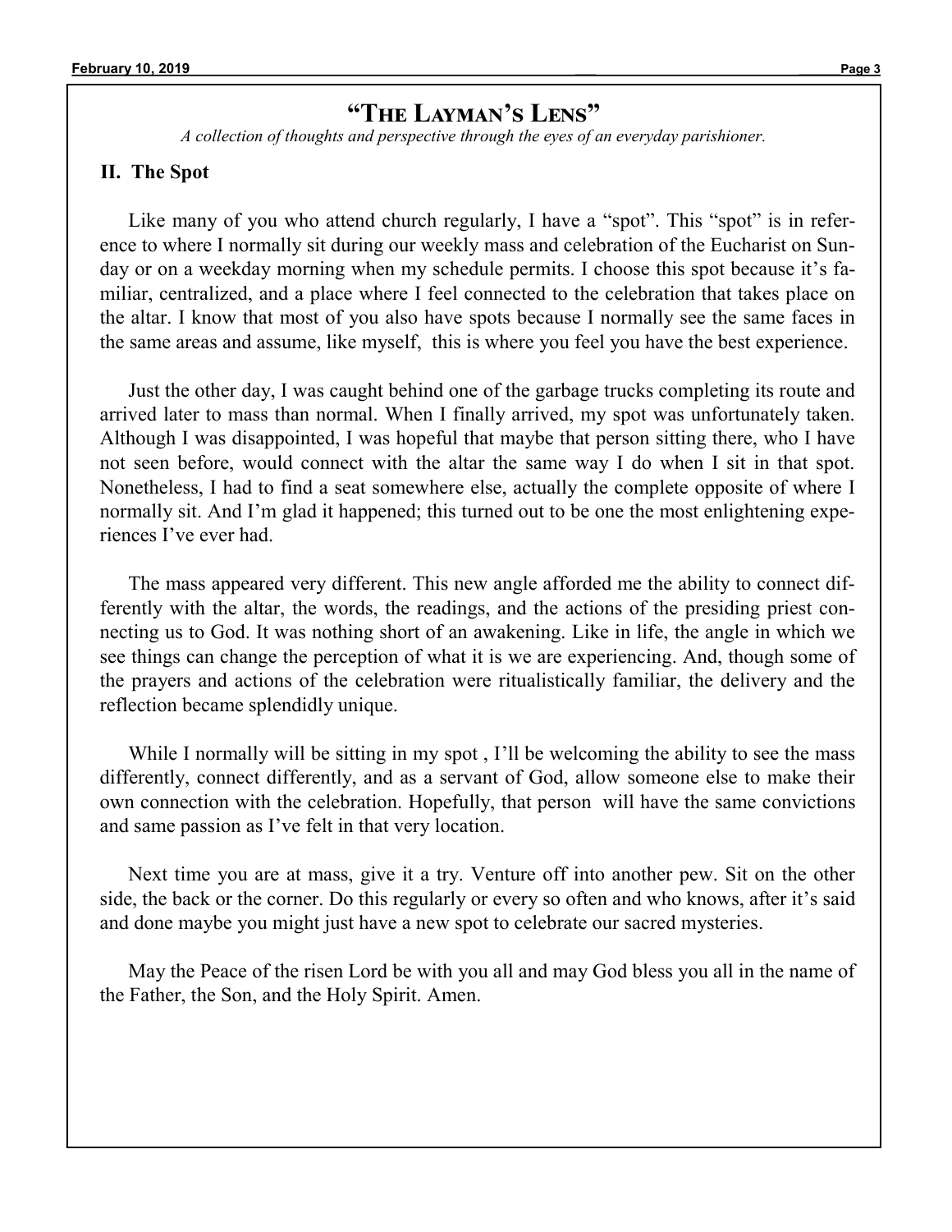# "The Layman's Lens"

*A collection of thoughts and perspective through the eyes of an everyday parishioner.*

## II. The Spot

Like many of you who attend church regularly, I have a "spot". This "spot" is in reference to where I normally sit during our weekly mass and celebration of the Eucharist on Sunday or on a weekday morning when my schedule permits. I choose this spot because it's familiar, centralized, and a place where I feel connected to the celebration that takes place on the altar. I know that most of you also have spots because I normally see the same faces in the same areas and assume, like myself, this is where you feel you have the best experience.

Just the other day, I was caught behind one of the garbage trucks completing its route and arrived later to mass than normal. When I finally arrived, my spot was unfortunately taken. Although I was disappointed, I was hopeful that maybe that person sitting there, who I have not seen before, would connect with the altar the same way I do when I sit in that spot. Nonetheless, I had to find a seat somewhere else, actually the complete opposite of where I normally sit. And I'm glad it happened; this turned out to be one the most enlightening experiences I've ever had.

The mass appeared very different. This new angle afforded me the ability to connect differently with the altar, the words, the readings, and the actions of the presiding priest connecting us to God. It was nothing short of an awakening. Like in life, the angle in which we see things can change the perception of what it is we are experiencing. And, though some of the prayers and actions of the celebration were ritualistically familiar, the delivery and the reflection became splendidly unique.

While I normally will be sitting in my spot , I'll be welcoming the ability to see the mass differently, connect differently, and as a servant of God, allow someone else to make their own connection with the celebration. Hopefully, that person will have the same convictions and same passion as I've felt in that very location.

Next time you are at mass, give it a try. Venture off into another pew. Sit on the other side, the back or the corner. Do this regularly or every so often and who knows, after it's said and done maybe you might just have a new spot to celebrate our sacred mysteries.

May the Peace of the risen Lord be with you all and may God bless you all in the name of the Father, the Son, and the Holy Spirit. Amen.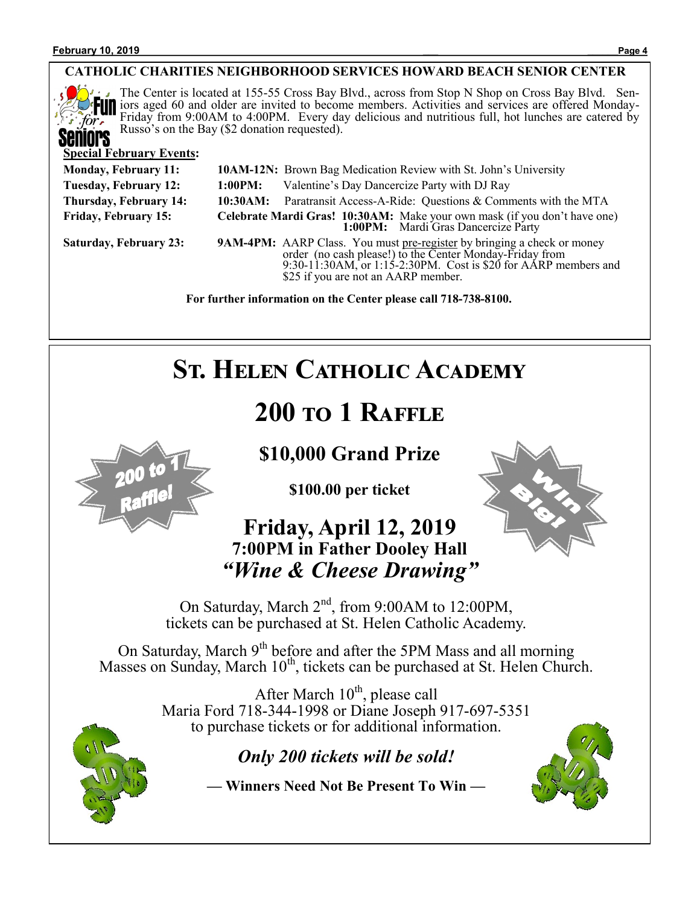## CATHOLIC CHARITIES NEIGHBORHOOD SERVICES HOWARD BEACH SENIOR CENTER

The Center is located at 155-55 Cross Bay Blvd., across from Stop N Shop on Cross Bay Blvd. Seniors aged 60 and older are invited to become members. Activities and services are offered Monday-Friday from 9:00AM to 4:00PM. Every day delicious and nutritious full, hot lunches are catered by Russo's on the Bay ($2 donation requested).

**Special February Events:**

| | |
|---|---|
| **Monday, February 11:** | **10AM-12N:** Brown Bag Medication Review with St. John's University |
| **Tuesday, February 12:** | **1:00PM:** Valentine's Day Dancercize Party with DJ Ray |
| **Thursday, February 14:** | **10:30AM:** Paratransit Access-A-Ride: Questions & Comments with the MTA |
| **Friday, February 15:** | **Celebrate Mardi Gras! 10:30AM:** Make your own mask (if you don't have one) **1:00PM:** Mardi Gras Dancercize Party |
| **Saturday, February 23:** | **9AM-4PM:** AARP Class. You must pre-register by bringing a check or money order (no cash please!) to the Center Monday-Friday from 9:30-11:30AM, or 1:15-2:30PM. Cost is $20 for AARP members and $25 if you are not an AARP member. |

**For further information on the Center please call 718-738-8100.**

# St. Helen Catholic Academy

# 200 to 1 Raffle

## $10,000 Grand Prize

**$100.00 per ticket**

## Friday, April 12, 2019

### 7:00PM in Father Dooley Hall

## *"Wine & Cheese Drawing"*

On Saturday, March 2nd, from 9:00AM to 12:00PM, tickets can be purchased at St. Helen Catholic Academy.

On Saturday, March 9th before and after the 5PM Mass and all morning Masses on Sunday, March 10th, tickets can be purchased at St. Helen Church.

After March 10th, please call Maria Ford 718-344-1998 or Diane Joseph 917-697-5351 to purchase tickets or for additional information.

***Only 200 tickets will be sold!***

**— Winners Need Not Be Present To Win —**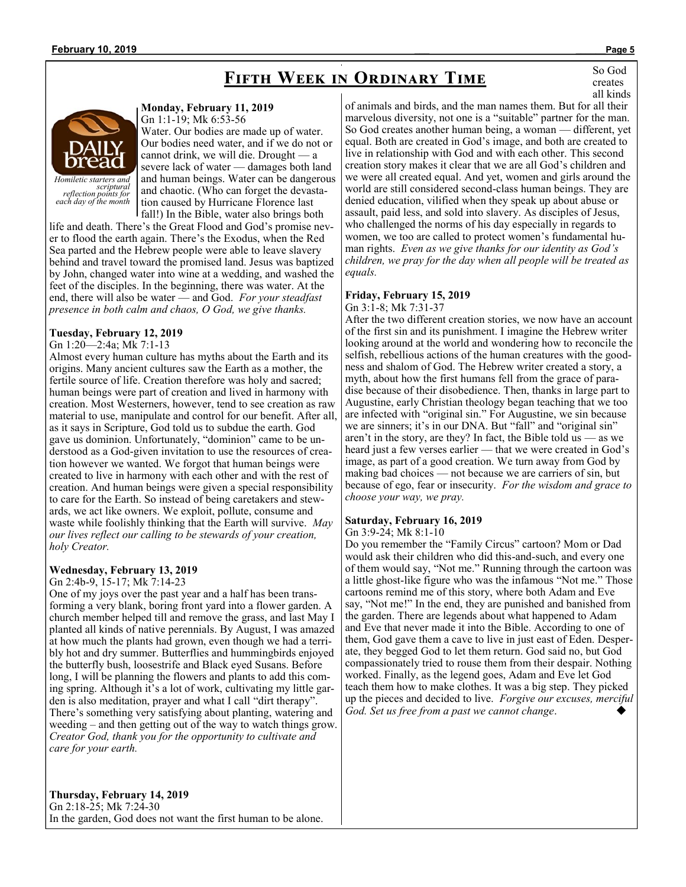# Fifth Week in Ordinary Time

DAILY bread

*Homiletic starters and scriptural reflection points for each day of the month*

**Monday, February 11, 2019**
Gn 1:1-19; Mk 6:53-56

Water. Our bodies are made up of water. Our bodies need water, and if we do not or cannot drink, we will die. Drought — a severe lack of water — damages both land and human beings. Water can be dangerous and chaotic. (Who can forget the devastation caused by Hurricane Florence last fall!) In the Bible, water also brings both life and death. There's the Great Flood and God's promise never to flood the earth again. There's the Exodus, when the Red Sea parted and the Hebrew people were able to leave slavery behind and travel toward the promised land. Jesus was baptized by John, changed water into wine at a wedding, and washed the feet of the disciples. In the beginning, there was water. At the end, there will also be water — and God. *For your steadfast presence in both calm and chaos, O God, we give thanks.*

**Tuesday, February 12, 2019**
Gn 1:20—2:4a; Mk 7:1-13

Almost every human culture has myths about the Earth and its origins. Many ancient cultures saw the Earth as a mother, the fertile source of life. Creation therefore was holy and sacred; human beings were part of creation and lived in harmony with creation. Most Westerners, however, tend to see creation as raw material to use, manipulate and control for our benefit. After all, as it says in Scripture, God told us to subdue the earth. God gave us dominion. Unfortunately, "dominion" came to be understood as a God-given invitation to use the resources of creation however we wanted. We forgot that human beings were created to live in harmony with each other and with the rest of creation. And human beings were given a special responsibility to care for the Earth. So instead of being caretakers and stewards, we act like owners. We exploit, pollute, consume and waste while foolishly thinking that the Earth will survive. *May our lives reflect our calling to be stewards of your creation, holy Creator.*

**Wednesday, February 13, 2019**
Gn 2:4b-9, 15-17; Mk 7:14-23

One of my joys over the past year and a half has been transforming a very blank, boring front yard into a flower garden. A church member helped till and remove the grass, and last May I planted all kinds of native perennials. By August, I was amazed at how much the plants had grown, even though we had a terribly hot and dry summer. Butterflies and hummingbirds enjoyed the butterfly bush, loosestrife and Black eyed Susans. Before long, I will be planning the flowers and plants to add this coming spring. Although it's a lot of work, cultivating my little garden is also meditation, prayer and what I call "dirt therapy". There's something very satisfying about planting, watering and weeding – and then getting out of the way to watch things grow. *Creator God, thank you for the opportunity to cultivate and care for your earth.*

**Thursday, February 14, 2019**
Gn 2:18-25; Mk 7:24-30

In the garden, God does not want the first human to be alone. So God creates all kinds of animals and birds, and the man names them. But for all their marvelous diversity, not one is a "suitable" partner for the man. So God creates another human being, a woman — different, yet equal. Both are created in God's image, and both are created to live in relationship with God and with each other. This second creation story makes it clear that we are all God's children and we were all created equal. And yet, women and girls around the world are still considered second-class human beings. They are denied education, vilified when they speak up about abuse or assault, paid less, and sold into slavery. As disciples of Jesus, who challenged the norms of his day especially in regards to women, we too are called to protect women's fundamental human rights. *Even as we give thanks for our identity as God's children, we pray for the day when all people will be treated as equals.*

**Friday, February 15, 2019**
Gn 3:1-8; Mk 7:31-37

After the two different creation stories, we now have an account of the first sin and its punishment. I imagine the Hebrew writer looking around at the world and wondering how to reconcile the selfish, rebellious actions of the human creatures with the goodness and shalom of God. The Hebrew writer created a story, a myth, about how the first humans fell from the grace of paradise because of their disobedience. Then, thanks in large part to Augustine, early Christian theology began teaching that we too are infected with "original sin." For Augustine, we sin because we are sinners; it's in our DNA. But "fall" and "original sin" aren't in the story, are they? In fact, the Bible told us — as we heard just a few verses earlier — that we were created in God's image, as part of a good creation. We turn away from God by making bad choices — not because we are carriers of sin, but because of ego, fear or insecurity. *For the wisdom and grace to choose your way, we pray.*

**Saturday, February 16, 2019**
Gn 3:9-24; Mk 8:1-10

Do you remember the "Family Circus" cartoon? Mom or Dad would ask their children who did this-and-such, and every one of them would say, "Not me." Running through the cartoon was a little ghost-like figure who was the infamous "Not me." Those cartoons remind me of this story, where both Adam and Eve say, "Not me!" In the end, they are punished and banished from the garden. There are legends about what happened to Adam and Eve that never made it into the Bible. According to one of them, God gave them a cave to live in just east of Eden. Desperate, they begged God to let them return. God said no, but God compassionately tried to rouse them from their despair. Nothing worked. Finally, as the legend goes, Adam and Eve let God teach them how to make clothes. It was a big step. They picked up the pieces and decided to live. *Forgive our excuses, merciful God. Set us free from a past we cannot change*. ◆